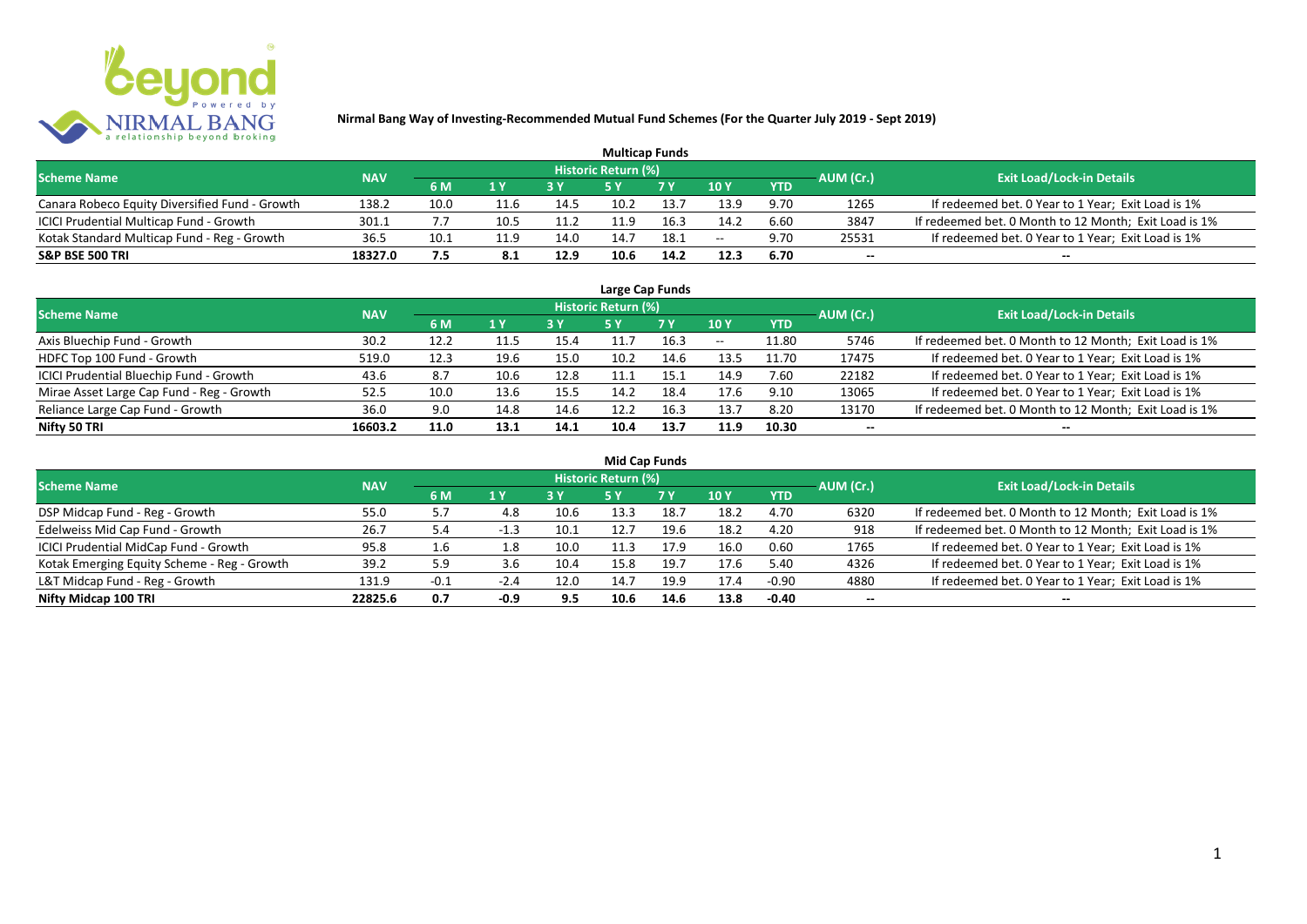# Nirmal Bang Way of Investing-Recommended Mutual Fund Schemes (For the Quarter July 2019 - Sept 2019)

## Multicap Funds

| Scheme Name | NAV | Historic Return (%) | | | | | | | AUM (Cr.) | Exit Load/Lock-in Details |
|---|---|---|---|---|---|---|---|---|---|---|
| | | 6 M | 1 Y | 3 Y | 5 Y | 7 Y | 10 Y | YTD | | |
| Canara Robeco Equity Diversified Fund - Growth | 138.2 | 10.0 | 11.6 | 14.5 | 10.2 | 13.7 | 13.9 | 9.70 | 1265 | If redeemed bet. 0 Year to 1 Year; Exit Load is 1% |
| ICICI Prudential Multicap Fund - Growth | 301.1 | 7.7 | 10.5 | 11.2 | 11.9 | 16.3 | 14.2 | 6.60 | 3847 | If redeemed bet. 0 Month to 12 Month; Exit Load is 1% |
| Kotak Standard Multicap Fund - Reg - Growth | 36.5 | 10.1 | 11.9 | 14.0 | 14.7 | 18.1 | -- | 9.70 | 25531 | If redeemed bet. 0 Year to 1 Year; Exit Load is 1% |
| **S&P BSE 500 TRI** | **18327.0** | **7.5** | **8.1** | **12.9** | **10.6** | **14.2** | **12.3** | **6.70** | -- | -- |

## Large Cap Funds

| Scheme Name | NAV | Historic Return (%) | | | | | | | AUM (Cr.) | Exit Load/Lock-in Details |
|---|---|---|---|---|---|---|---|---|---|---|
| | | 6 M | 1 Y | 3 Y | 5 Y | 7 Y | 10 Y | YTD | | |
| Axis Bluechip Fund - Growth | 30.2 | 12.2 | 11.5 | 15.4 | 11.7 | 16.3 | -- | 11.80 | 5746 | If redeemed bet. 0 Month to 12 Month; Exit Load is 1% |
| HDFC Top 100 Fund - Growth | 519.0 | 12.3 | 19.6 | 15.0 | 10.2 | 14.6 | 13.5 | 11.70 | 17475 | If redeemed bet. 0 Year to 1 Year; Exit Load is 1% |
| ICICI Prudential Bluechip Fund - Growth | 43.6 | 8.7 | 10.6 | 12.8 | 11.1 | 15.1 | 14.9 | 7.60 | 22182 | If redeemed bet. 0 Year to 1 Year; Exit Load is 1% |
| Mirae Asset Large Cap Fund - Reg - Growth | 52.5 | 10.0 | 13.6 | 15.5 | 14.2 | 18.4 | 17.6 | 9.10 | 13065 | If redeemed bet. 0 Year to 1 Year; Exit Load is 1% |
| Reliance Large Cap Fund - Growth | 36.0 | 9.0 | 14.8 | 14.6 | 12.2 | 16.3 | 13.7 | 8.20 | 13170 | If redeemed bet. 0 Month to 12 Month; Exit Load is 1% |
| **Nifty 50 TRI** | **16603.2** | **11.0** | **13.1** | **14.1** | **10.4** | **13.7** | **11.9** | **10.30** | -- | -- |

## Mid Cap Funds

| Scheme Name | NAV | Historic Return (%) | | | | | | | AUM (Cr.) | Exit Load/Lock-in Details |
|---|---|---|---|---|---|---|---|---|---|---|
| | | 6 M | 1 Y | 3 Y | 5 Y | 7 Y | 10 Y | YTD | | |
| DSP Midcap Fund - Reg - Growth | 55.0 | 5.7 | 4.8 | 10.6 | 13.3 | 18.7 | 18.2 | 4.70 | 6320 | If redeemed bet. 0 Month to 12 Month; Exit Load is 1% |
| Edelweiss Mid Cap Fund - Growth | 26.7 | 5.4 | -1.3 | 10.1 | 12.7 | 19.6 | 18.2 | 4.20 | 918 | If redeemed bet. 0 Month to 12 Month; Exit Load is 1% |
| ICICI Prudential MidCap Fund - Growth | 95.8 | 1.6 | 1.8 | 10.0 | 11.3 | 17.9 | 16.0 | 0.60 | 1765 | If redeemed bet. 0 Year to 1 Year; Exit Load is 1% |
| Kotak Emerging Equity Scheme - Reg - Growth | 39.2 | 5.9 | 3.6 | 10.4 | 15.8 | 19.7 | 17.6 | 5.40 | 4326 | If redeemed bet. 0 Year to 1 Year; Exit Load is 1% |
| L&T Midcap Fund - Reg - Growth | 131.9 | -0.1 | -2.4 | 12.0 | 14.7 | 19.9 | 17.4 | -0.90 | 4880 | If redeemed bet. 0 Year to 1 Year; Exit Load is 1% |
| **Nifty Midcap 100 TRI** | **22825.6** | **0.7** | **-0.9** | **9.5** | **10.6** | **14.6** | **13.8** | **-0.40** | -- | -- |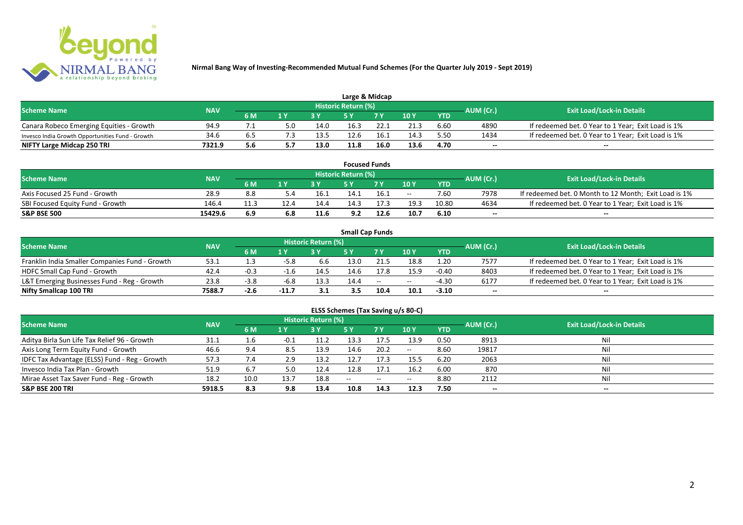# Nirmal Bang Way of Investing-Recommended Mutual Fund Schemes (For the Quarter July 2019 - Sept 2019)

## Large & Midcap

| Scheme Name | NAV | Historic Return (%) | | | | | | | AUM (Cr.) | Exit Load/Lock-in Details |
|---|---|---|---|---|---|---|---|---|---|---|
| | | 6 M | 1 Y | 3 Y | 5 Y | 7 Y | 10 Y | YTD | | |
| Canara Robeco Emerging Equities - Growth | 94.9 | 7.1 | 5.0 | 14.0 | 16.3 | 22.1 | 21.3 | 6.60 | 4890 | If redeemed bet. 0 Year to 1 Year; Exit Load is 1% |
| Invesco India Growth Opportunities Fund - Growth | 34.6 | 6.5 | 7.3 | 13.5 | 12.6 | 16.1 | 14.3 | 5.50 | 1434 | If redeemed bet. 0 Year to 1 Year; Exit Load is 1% |
| **NIFTY Large Midcap 250 TRI** | **7321.9** | **5.6** | **5.7** | **13.0** | **11.8** | **16.0** | **13.6** | **4.70** | **--** | **--** |

## Focused Funds

| Scheme Name | NAV | Historic Return (%) | | | | | | | AUM (Cr.) | Exit Load/Lock-in Details |
|---|---|---|---|---|---|---|---|---|---|---|
| | | 6 M | 1 Y | 3 Y | 5 Y | 7 Y | 10 Y | YTD | | |
| Axis Focused 25 Fund - Growth | 28.9 | 8.8 | 5.4 | 16.1 | 14.1 | 16.1 | -- | 7.60 | 7978 | If redeemed bet. 0 Month to 12 Month; Exit Load is 1% |
| SBI Focused Equity Fund - Growth | 146.4 | 11.3 | 12.4 | 14.4 | 14.3 | 17.3 | 19.3 | 10.80 | 4634 | If redeemed bet. 0 Year to 1 Year; Exit Load is 1% |
| **S&P BSE 500** | **15429.6** | **6.9** | **6.8** | **11.6** | **9.2** | **12.6** | **10.7** | **6.10** | **--** | **--** |

## Small Cap Funds

| Scheme Name | NAV | Historic Return (%) | | | | | | | AUM (Cr.) | Exit Load/Lock-in Details |
|---|---|---|---|---|---|---|---|---|---|---|
| | | 6 M | 1 Y | 3 Y | 5 Y | 7 Y | 10 Y | YTD | | |
| Franklin India Smaller Companies Fund - Growth | 53.1 | 1.3 | -5.8 | 6.6 | 13.0 | 21.5 | 18.8 | 1.20 | 7577 | If redeemed bet. 0 Year to 1 Year; Exit Load is 1% |
| HDFC Small Cap Fund - Growth | 42.4 | -0.3 | -1.6 | 14.5 | 14.6 | 17.8 | 15.9 | -0.40 | 8403 | If redeemed bet. 0 Year to 1 Year; Exit Load is 1% |
| L&T Emerging Businesses Fund - Reg - Growth | 23.8 | -3.8 | -6.8 | 13.3 | 14.4 | -- | -- | -4.30 | 6177 | If redeemed bet. 0 Year to 1 Year; Exit Load is 1% |
| **Nifty Smallcap 100 TRI** | **7588.7** | **-2.6** | **-11.7** | **3.1** | **3.5** | **10.4** | **10.1** | **-3.10** | **--** | **--** |

## ELSS Schemes (Tax Saving u/s 80-C)

| Scheme Name | NAV | Historic Return (%) | | | | | | | AUM (Cr.) | Exit Load/Lock-in Details |
|---|---|---|---|---|---|---|---|---|---|---|
| | | 6 M | 1 Y | 3 Y | 5 Y | 7 Y | 10 Y | YTD | | |
| Aditya Birla Sun Life Tax Relief 96 - Growth | 31.1 | 1.6 | -0.1 | 11.2 | 13.3 | 17.5 | 13.9 | 0.50 | 8913 | Nil |
| Axis Long Term Equity Fund - Growth | 46.6 | 9.4 | 8.5 | 13.9 | 14.6 | 20.2 | -- | 8.60 | 19817 | Nil |
| IDFC Tax Advantage (ELSS) Fund - Reg - Growth | 57.3 | 7.4 | 2.9 | 13.2 | 12.7 | 17.3 | 15.5 | 6.20 | 2063 | Nil |
| Invesco India Tax Plan - Growth | 51.9 | 6.7 | 5.0 | 12.4 | 12.8 | 17.1 | 16.2 | 6.00 | 870 | Nil |
| Mirae Asset Tax Saver Fund - Reg - Growth | 18.2 | 10.0 | 13.7 | 18.8 | -- | -- | -- | 8.80 | 2112 | Nil |
| **S&P BSE 200 TRI** | **5918.5** | **8.3** | **9.8** | **13.4** | **10.8** | **14.3** | **12.3** | **7.50** | **--** | **--** |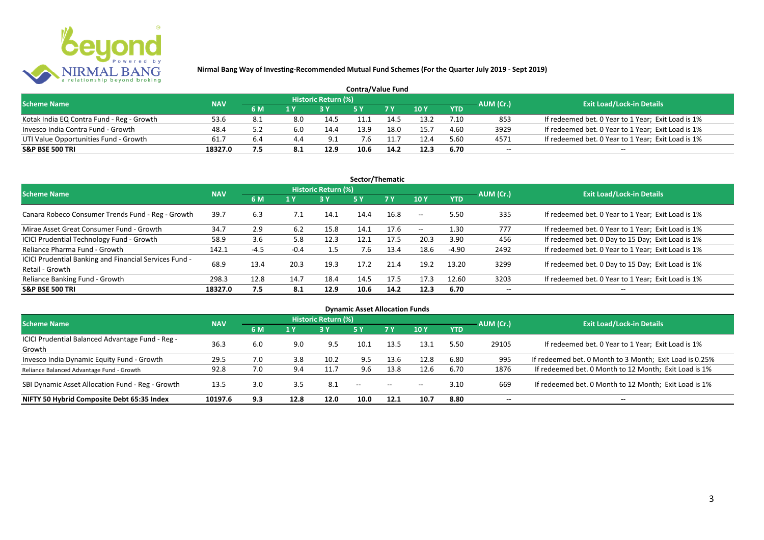**Nirmal Bang Way of Investing-Recommended Mutual Fund Schemes (For the Quarter July 2019 - Sept 2019)**

## Contra/Value Fund

| Scheme Name | NAV | Historic Return (%) | | | | | | | AUM (Cr.) | Exit Load/Lock-in Details |
|---|---|---|---|---|---|---|---|---|---|---|
| | | 6 M | 1 Y | 3 Y | 5 Y | 7 Y | 10 Y | YTD | | |
| Kotak India EQ Contra Fund - Reg - Growth | 53.6 | 8.1 | 8.0 | 14.5 | 11.1 | 14.5 | 13.2 | 7.10 | 853 | If redeemed bet. 0 Year to 1 Year; Exit Load is 1% |
| Invesco India Contra Fund - Growth | 48.4 | 5.2 | 6.0 | 14.4 | 13.9 | 18.0 | 15.7 | 4.60 | 3929 | If redeemed bet. 0 Year to 1 Year; Exit Load is 1% |
| UTI Value Opportunities Fund - Growth | 61.7 | 6.4 | 4.4 | 9.1 | 7.6 | 11.7 | 12.4 | 5.60 | 4571 | If redeemed bet. 0 Year to 1 Year; Exit Load is 1% |
| **S&P BSE 500 TRI** | **18327.0** | **7.5** | **8.1** | **12.9** | **10.6** | **14.2** | **12.3** | **6.70** | -- | -- |

## Sector/Thematic

| Scheme Name | NAV | Historic Return (%) | | | | | | | AUM (Cr.) | Exit Load/Lock-in Details |
|---|---|---|---|---|---|---|---|---|---|---|
| | | 6 M | 1 Y | 3 Y | 5 Y | 7 Y | 10 Y | YTD | | |
| Canara Robeco Consumer Trends Fund - Reg - Growth | 39.7 | 6.3 | 7.1 | 14.1 | 14.4 | 16.8 | -- | 5.50 | 335 | If redeemed bet. 0 Year to 1 Year; Exit Load is 1% |
| Mirae Asset Great Consumer Fund - Growth | 34.7 | 2.9 | 6.2 | 15.8 | 14.1 | 17.6 | -- | 1.30 | 777 | If redeemed bet. 0 Year to 1 Year; Exit Load is 1% |
| ICICI Prudential Technology Fund - Growth | 58.9 | 3.6 | 5.8 | 12.3 | 12.1 | 17.5 | 20.3 | 3.90 | 456 | If redeemed bet. 0 Day to 15 Day; Exit Load is 1% |
| Reliance Pharma Fund - Growth | 142.1 | -4.5 | -0.4 | 1.5 | 7.6 | 13.4 | 18.6 | -4.90 | 2492 | If redeemed bet. 0 Year to 1 Year; Exit Load is 1% |
| ICICI Prudential Banking and Financial Services Fund - Retail - Growth | 68.9 | 13.4 | 20.3 | 19.3 | 17.2 | 21.4 | 19.2 | 13.20 | 3299 | If redeemed bet. 0 Day to 15 Day; Exit Load is 1% |
| Reliance Banking Fund - Growth | 298.3 | 12.8 | 14.7 | 18.4 | 14.5 | 17.5 | 17.3 | 12.60 | 3203 | If redeemed bet. 0 Year to 1 Year; Exit Load is 1% |
| **S&P BSE 500 TRI** | **18327.0** | **7.5** | **8.1** | **12.9** | **10.6** | **14.2** | **12.3** | **6.70** | -- | -- |

## Dynamic Asset Allocation Funds

| Scheme Name | NAV | Historic Return (%) | | | | | | | AUM (Cr.) | Exit Load/Lock-in Details |
|---|---|---|---|---|---|---|---|---|---|---|
| | | 6 M | 1 Y | 3 Y | 5 Y | 7 Y | 10 Y | YTD | | |
| ICICI Prudential Balanced Advantage Fund - Reg - Growth | 36.3 | 6.0 | 9.0 | 9.5 | 10.1 | 13.5 | 13.1 | 5.50 | 29105 | If redeemed bet. 0 Year to 1 Year; Exit Load is 1% |
| Invesco India Dynamic Equity Fund - Growth | 29.5 | 7.0 | 3.8 | 10.2 | 9.5 | 13.6 | 12.8 | 6.80 | 995 | If redeemed bet. 0 Month to 3 Month; Exit Load is 0.25% |
| Reliance Balanced Advantage Fund - Growth | 92.8 | 7.0 | 9.4 | 11.7 | 9.6 | 13.8 | 12.6 | 6.70 | 1876 | If redeemed bet. 0 Month to 12 Month; Exit Load is 1% |
| SBI Dynamic Asset Allocation Fund - Reg - Growth | 13.5 | 3.0 | 3.5 | 8.1 | -- | -- | -- | 3.10 | 669 | If redeemed bet. 0 Month to 12 Month; Exit Load is 1% |
| **NIFTY 50 Hybrid Composite Debt 65:35 Index** | **10197.6** | **9.3** | **12.8** | **12.0** | **10.0** | **12.1** | **10.7** | **8.80** | -- | -- |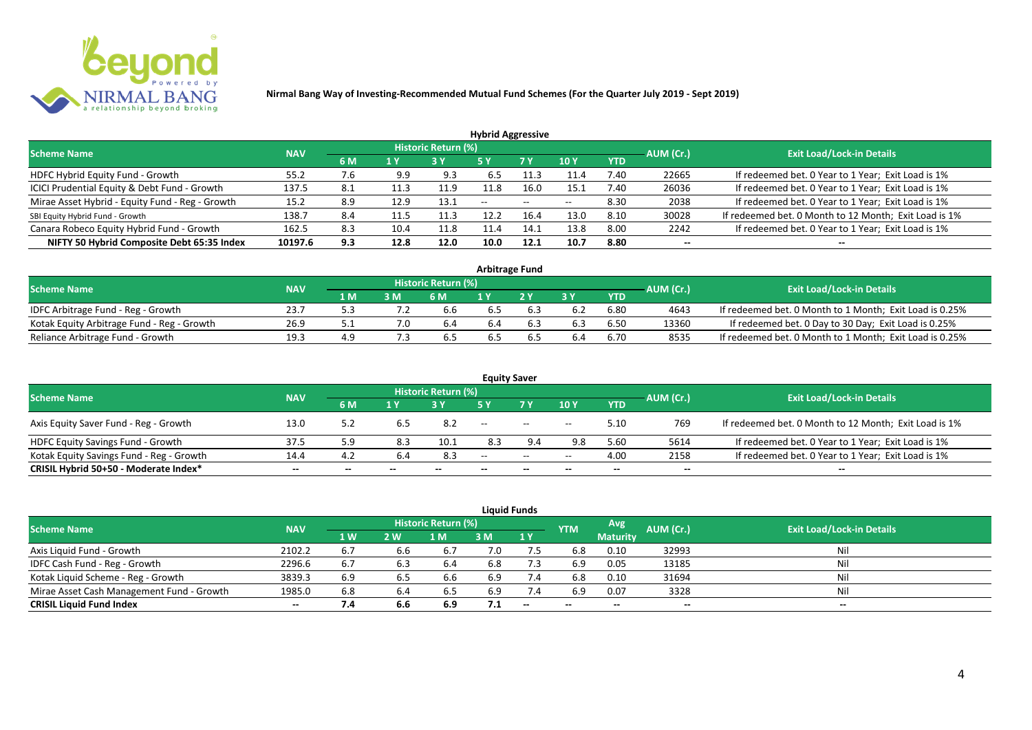# Nirmal Bang Way of Investing-Recommended Mutual Fund Schemes (For the Quarter July 2019 - Sept 2019)

## Hybrid Aggressive

| Scheme Name | NAV | Historic Return (%) | | | | | | | AUM (Cr.) | Exit Load/Lock-in Details |
|---|---|---|---|---|---|---|---|---|---|---|
| | | 6 M | 1 Y | 3 Y | 5 Y | 7 Y | 10 Y | YTD | | |
| HDFC Hybrid Equity Fund - Growth | 55.2 | 7.6 | 9.9 | 9.3 | 6.5 | 11.3 | 11.4 | 7.40 | 22665 | If redeemed bet. 0 Year to 1 Year; Exit Load is 1% |
| ICICI Prudential Equity & Debt Fund - Growth | 137.5 | 8.1 | 11.3 | 11.9 | 11.8 | 16.0 | 15.1 | 7.40 | 26036 | If redeemed bet. 0 Year to 1 Year; Exit Load is 1% |
| Mirae Asset Hybrid - Equity Fund - Reg - Growth | 15.2 | 8.9 | 12.9 | 13.1 | -- | -- | -- | 8.30 | 2038 | If redeemed bet. 0 Year to 1 Year; Exit Load is 1% |
| SBI Equity Hybrid Fund - Growth | 138.7 | 8.4 | 11.5 | 11.3 | 12.2 | 16.4 | 13.0 | 8.10 | 30028 | If redeemed bet. 0 Month to 12 Month; Exit Load is 1% |
| Canara Robeco Equity Hybrid Fund - Growth | 162.5 | 8.3 | 10.4 | 11.8 | 11.4 | 14.1 | 13.8 | 8.00 | 2242 | If redeemed bet. 0 Year to 1 Year; Exit Load is 1% |
| **NIFTY 50 Hybrid Composite Debt 65:35 Index** | **10197.6** | **9.3** | **12.8** | **12.0** | **10.0** | **12.1** | **10.7** | **8.80** | -- | -- |

## Arbitrage Fund

| Scheme Name | NAV | Historic Return (%) | | | | | | | AUM (Cr.) | Exit Load/Lock-in Details |
|---|---|---|---|---|---|---|---|---|---|---|
| | | 1 M | 3 M | 6 M | 1 Y | 2 Y | 3 Y | YTD | | |
| IDFC Arbitrage Fund - Reg - Growth | 23.7 | 5.3 | 7.2 | 6.6 | 6.5 | 6.3 | 6.2 | 6.80 | 4643 | If redeemed bet. 0 Month to 1 Month; Exit Load is 0.25% |
| Kotak Equity Arbitrage Fund - Reg - Growth | 26.9 | 5.1 | 7.0 | 6.4 | 6.4 | 6.3 | 6.3 | 6.50 | 13360 | If redeemed bet. 0 Day to 30 Day; Exit Load is 0.25% |
| Reliance Arbitrage Fund - Growth | 19.3 | 4.9 | 7.3 | 6.5 | 6.5 | 6.5 | 6.4 | 6.70 | 8535 | If redeemed bet. 0 Month to 1 Month; Exit Load is 0.25% |

## Equity Saver

| Scheme Name | NAV | Historic Return (%) | | | | | | | AUM (Cr.) | Exit Load/Lock-in Details |
|---|---|---|---|---|---|---|---|---|---|---|
| | | 6 M | 1 Y | 3 Y | 5 Y | 7 Y | 10 Y | YTD | | |
| Axis Equity Saver Fund - Reg - Growth | 13.0 | 5.2 | 6.5 | 8.2 | -- | -- | -- | 5.10 | 769 | If redeemed bet. 0 Month to 12 Month; Exit Load is 1% |
| HDFC Equity Savings Fund - Growth | 37.5 | 5.9 | 8.3 | 10.1 | 8.3 | 9.4 | 9.8 | 5.60 | 5614 | If redeemed bet. 0 Year to 1 Year; Exit Load is 1% |
| Kotak Equity Savings Fund - Reg - Growth | 14.4 | 4.2 | 6.4 | 8.3 | -- | -- | -- | 4.00 | 2158 | If redeemed bet. 0 Year to 1 Year; Exit Load is 1% |
| **CRISIL Hybrid 50+50 - Moderate Index*** | -- | -- | -- | -- | -- | -- | -- | -- | -- | -- |

## Liquid Funds

| Scheme Name | NAV | Historic Return (%) | | | | | YTM | Avg Maturity | AUM (Cr.) | Exit Load/Lock-in Details |
|---|---|---|---|---|---|---|---|---|---|---|
| | | 1 W | 2 W | 1 M | 3 M | 1 Y | | | | |
| Axis Liquid Fund - Growth | 2102.2 | 6.7 | 6.6 | 6.7 | 7.0 | 7.5 | 6.8 | 0.10 | 32993 | Nil |
| IDFC Cash Fund - Reg - Growth | 2296.6 | 6.7 | 6.3 | 6.4 | 6.8 | 7.3 | 6.9 | 0.05 | 13185 | Nil |
| Kotak Liquid Scheme - Reg - Growth | 3839.3 | 6.9 | 6.5 | 6.6 | 6.9 | 7.4 | 6.8 | 0.10 | 31694 | Nil |
| Mirae Asset Cash Management Fund - Growth | 1985.0 | 6.8 | 6.4 | 6.5 | 6.9 | 7.4 | 6.9 | 0.07 | 3328 | Nil |
| **CRISIL Liquid Fund Index** | -- | **7.4** | **6.6** | **6.9** | **7.1** | -- | -- | -- | -- | -- |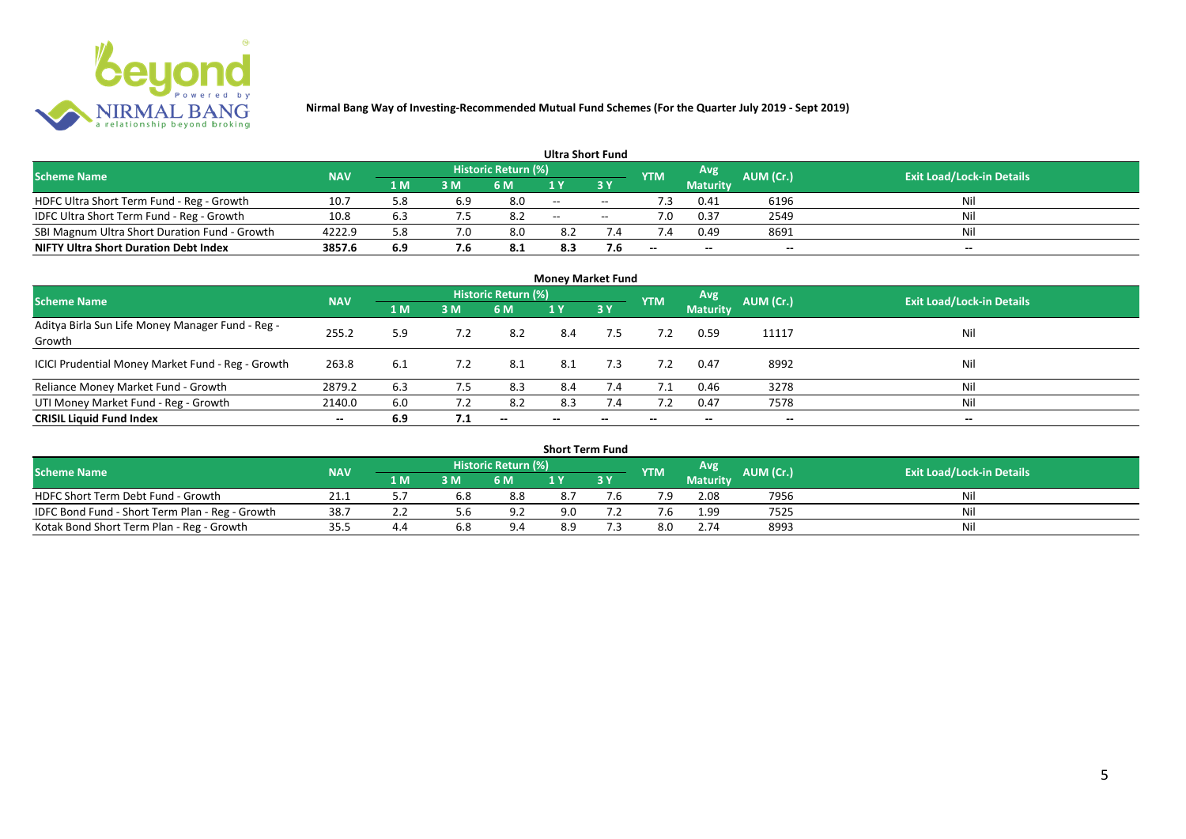# Nirmal Bang Way of Investing-Recommended Mutual Fund Schemes (For the Quarter July 2019 - Sept 2019)

## Ultra Short Fund

| Scheme Name | NAV | Historic Return (%) | | | | | YTM | Avg Maturity | AUM (Cr.) | Exit Load/Lock-in Details |
|---|---|---|---|---|---|---|---|---|---|---|
| | | 1 M | 3 M | 6 M | 1 Y | 3 Y | | | | |
| HDFC Ultra Short Term Fund - Reg - Growth | 10.7 | 5.8 | 6.9 | 8.0 | -- | -- | 7.3 | 0.41 | 6196 | Nil |
| IDFC Ultra Short Term Fund - Reg - Growth | 10.8 | 6.3 | 7.5 | 8.2 | -- | -- | 7.0 | 0.37 | 2549 | Nil |
| SBI Magnum Ultra Short Duration Fund - Growth | 4222.9 | 5.8 | 7.0 | 8.0 | 8.2 | 7.4 | 7.4 | 0.49 | 8691 | Nil |
| **NIFTY Ultra Short Duration Debt Index** | **3857.6** | **6.9** | **7.6** | **8.1** | **8.3** | **7.6** | -- | -- | -- | -- |

## Money Market Fund

| Scheme Name | NAV | Historic Return (%) | | | | | YTM | Avg Maturity | AUM (Cr.) | Exit Load/Lock-in Details |
|---|---|---|---|---|---|---|---|---|---|---|
| | | 1 M | 3 M | 6 M | 1 Y | 3 Y | | | | |
| Aditya Birla Sun Life Money Manager Fund - Reg - Growth | 255.2 | 5.9 | 7.2 | 8.2 | 8.4 | 7.5 | 7.2 | 0.59 | 11117 | Nil |
| ICICI Prudential Money Market Fund - Reg - Growth | 263.8 | 6.1 | 7.2 | 8.1 | 8.1 | 7.3 | 7.2 | 0.47 | 8992 | Nil |
| Reliance Money Market Fund - Growth | 2879.2 | 6.3 | 7.5 | 8.3 | 8.4 | 7.4 | 7.1 | 0.46 | 3278 | Nil |
| UTI Money Market Fund - Reg - Growth | 2140.0 | 6.0 | 7.2 | 8.2 | 8.3 | 7.4 | 7.2 | 0.47 | 7578 | Nil |
| **CRISIL Liquid Fund Index** | -- | **6.9** | **7.1** | -- | -- | -- | -- | -- | -- | -- |

## Short Term Fund

| Scheme Name | NAV | Historic Return (%) | | | | | YTM | Avg Maturity | AUM (Cr.) | Exit Load/Lock-in Details |
|---|---|---|---|---|---|---|---|---|---|---|
| | | 1 M | 3 M | 6 M | 1 Y | 3 Y | | | | |
| HDFC Short Term Debt Fund - Growth | 21.1 | 5.7 | 6.8 | 8.8 | 8.7 | 7.6 | 7.9 | 2.08 | 7956 | Nil |
| IDFC Bond Fund - Short Term Plan - Reg - Growth | 38.7 | 2.2 | 5.6 | 9.2 | 9.0 | 7.2 | 7.6 | 1.99 | 7525 | Nil |
| Kotak Bond Short Term Plan - Reg - Growth | 35.5 | 4.4 | 6.8 | 9.4 | 8.9 | 7.3 | 8.0 | 2.74 | 8993 | Nil |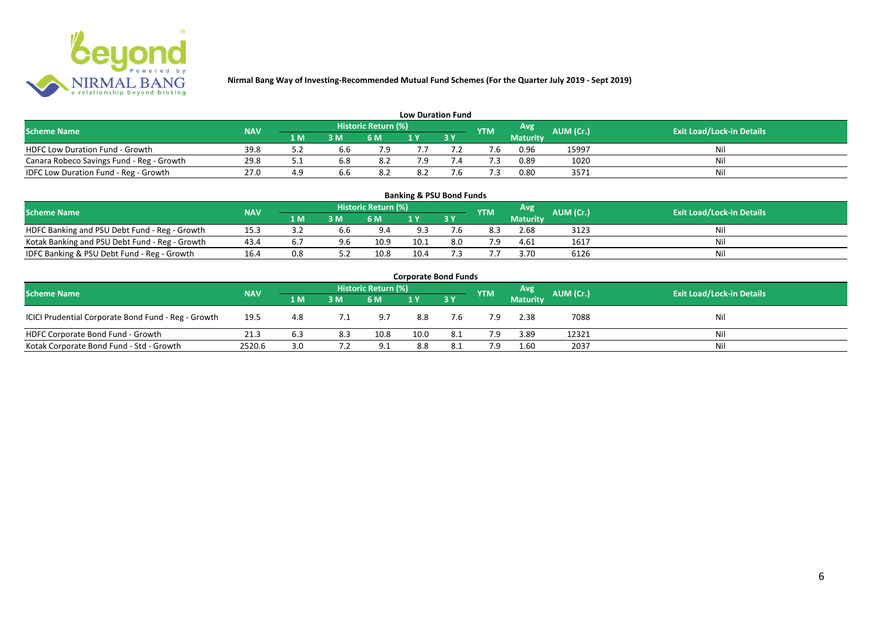**Nirmal Bang Way of Investing-Recommended Mutual Fund Schemes (For the Quarter July 2019 - Sept 2019)**

### Low Duration Fund

| Scheme Name | NAV | Historic Return (%) | | | | | YTM | Avg Maturity | AUM (Cr.) | Exit Load/Lock-in Details |
|---|---|---|---|---|---|---|---|---|---|---|
| | | 1 M | 3 M | 6 M | 1 Y | 3 Y | | | | |
| HDFC Low Duration Fund - Growth | 39.8 | 5.2 | 6.6 | 7.9 | 7.7 | 7.2 | 7.6 | 0.96 | 15997 | Nil |
| Canara Robeco Savings Fund - Reg - Growth | 29.8 | 5.1 | 6.8 | 8.2 | 7.9 | 7.4 | 7.3 | 0.89 | 1020 | Nil |
| IDFC Low Duration Fund - Reg - Growth | 27.0 | 4.9 | 6.6 | 8.2 | 8.2 | 7.6 | 7.3 | 0.80 | 3571 | Nil |

### Banking & PSU Bond Funds

| Scheme Name | NAV | Historic Return (%) | | | | | YTM | Avg Maturity | AUM (Cr.) | Exit Load/Lock-in Details |
|---|---|---|---|---|---|---|---|---|---|---|
| | | 1 M | 3 M | 6 M | 1 Y | 3 Y | | | | |
| HDFC Banking and PSU Debt Fund - Reg - Growth | 15.3 | 3.2 | 6.6 | 9.4 | 9.3 | 7.6 | 8.3 | 2.68 | 3123 | Nil |
| Kotak Banking and PSU Debt Fund - Reg - Growth | 43.4 | 6.7 | 9.6 | 10.9 | 10.1 | 8.0 | 7.9 | 4.61 | 1617 | Nil |
| IDFC Banking & PSU Debt Fund - Reg - Growth | 16.4 | 0.8 | 5.2 | 10.8 | 10.4 | 7.3 | 7.7 | 3.70 | 6126 | Nil |

### Corporate Bond Funds

| Scheme Name | NAV | Historic Return (%) | | | | | YTM | Avg Maturity | AUM (Cr.) | Exit Load/Lock-in Details |
|---|---|---|---|---|---|---|---|---|---|---|
| | | 1 M | 3 M | 6 M | 1 Y | 3 Y | | | | |
| ICICI Prudential Corporate Bond Fund - Reg - Growth | 19.5 | 4.8 | 7.1 | 9.7 | 8.8 | 7.6 | 7.9 | 2.38 | 7088 | Nil |
| HDFC Corporate Bond Fund - Growth | 21.3 | 6.3 | 8.3 | 10.8 | 10.0 | 8.1 | 7.9 | 3.89 | 12321 | Nil |
| Kotak Corporate Bond Fund - Std - Growth | 2520.6 | 3.0 | 7.2 | 9.1 | 8.8 | 8.1 | 7.9 | 1.60 | 2037 | Nil |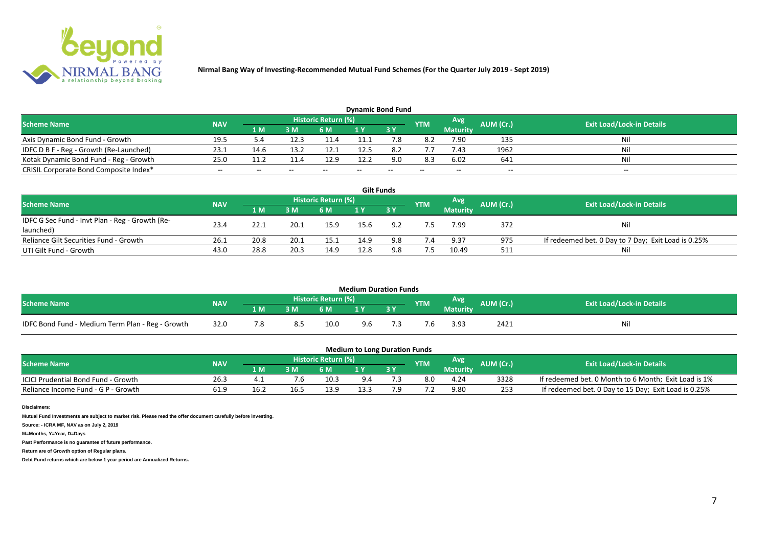**Nirmal Bang Way of Investing-Recommended Mutual Fund Schemes (For the Quarter July 2019 - Sept 2019)**

### Dynamic Bond Fund

| Scheme Name | NAV | Historic Return (%) | | | | | YTM | Avg Maturity | AUM (Cr.) | Exit Load/Lock-in Details |
|---|---|---|---|---|---|---|---|---|---|---|
| | | 1 M | 3 M | 6 M | 1 Y | 3 Y | | | | |
| Axis Dynamic Bond Fund - Growth | 19.5 | 5.4 | 12.3 | 11.4 | 11.1 | 7.8 | 8.2 | 7.90 | 135 | Nil |
| IDFC D B F - Reg - Growth (Re-Launched) | 23.1 | 14.6 | 13.2 | 12.1 | 12.5 | 8.2 | 7.7 | 7.43 | 1962 | Nil |
| Kotak Dynamic Bond Fund - Reg - Growth | 25.0 | 11.2 | 11.4 | 12.9 | 12.2 | 9.0 | 8.3 | 6.02 | 641 | Nil |
| CRISIL Corporate Bond Composite Index* | -- | -- | -- | -- | -- | -- | -- | -- | -- | -- |

### Gilt Funds

| Scheme Name | NAV | Historic Return (%) | | | | | YTM | Avg Maturity | AUM (Cr.) | Exit Load/Lock-in Details |
|---|---|---|---|---|---|---|---|---|---|---|
| | | 1 M | 3 M | 6 M | 1 Y | 3 Y | | | | |
| IDFC G Sec Fund - Invt Plan - Reg - Growth (Re-launched) | 23.4 | 22.1 | 20.1 | 15.9 | 15.6 | 9.2 | 7.5 | 7.99 | 372 | Nil |
| Reliance Gilt Securities Fund - Growth | 26.1 | 20.8 | 20.1 | 15.1 | 14.9 | 9.8 | 7.4 | 9.37 | 975 | If redeemed bet. 0 Day to 7 Day; Exit Load is 0.25% |
| UTI Gilt Fund - Growth | 43.0 | 28.8 | 20.3 | 14.9 | 12.8 | 9.8 | 7.5 | 10.49 | 511 | Nil |

### Medium Duration Funds

| Scheme Name | NAV | Historic Return (%) | | | | | YTM | Avg Maturity | AUM (Cr.) | Exit Load/Lock-in Details |
|---|---|---|---|---|---|---|---|---|---|---|
| | | 1 M | 3 M | 6 M | 1 Y | 3 Y | | | | |
| IDFC Bond Fund - Medium Term Plan - Reg - Growth | 32.0 | 7.8 | 8.5 | 10.0 | 9.6 | 7.3 | 7.6 | 3.93 | 2421 | Nil |

### Medium to Long Duration Funds

| Scheme Name | NAV | Historic Return (%) | | | | | YTM | Avg Maturity | AUM (Cr.) | Exit Load/Lock-in Details |
|---|---|---|---|---|---|---|---|---|---|---|
| | | 1 M | 3 M | 6 M | 1 Y | 3 Y | | | | |
| ICICI Prudential Bond Fund - Growth | 26.3 | 4.1 | 7.6 | 10.3 | 9.4 | 7.3 | 8.0 | 4.24 | 3328 | If redeemed bet. 0 Month to 6 Month; Exit Load is 1% |
| Reliance Income Fund - G P - Growth | 61.9 | 16.2 | 16.5 | 13.9 | 13.3 | 7.9 | 7.2 | 9.80 | 253 | If redeemed bet. 0 Day to 15 Day; Exit Load is 0.25% |

**Disclaimers:**

**Mutual Fund Investments are subject to market risk. Please read the offer document carefully before investing.**

**Source: - ICRA MF, NAV as on July 2, 2019**

**M=Months, Y=Year, D=Days**

**Past Performance is no guarantee of future performance.**

**Return are of Growth option of Regular plans.**

**Debt Fund returns which are below 1 year period are Annualized Returns.**